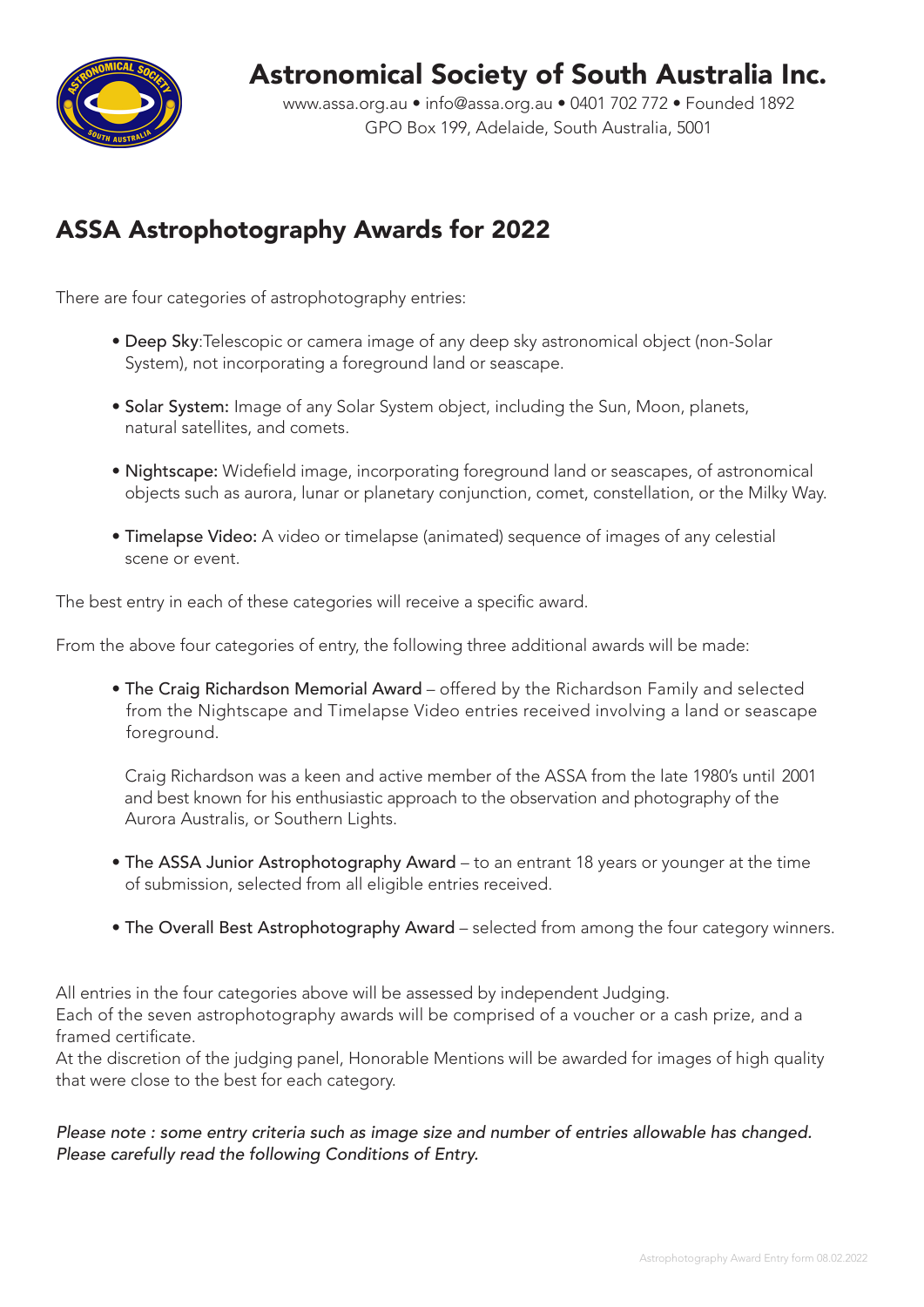# Astronomical Society of South Australia Inc.

www.assa.org.au • info@assa.org.au • 0401 702 772 • Founded 1892
GPO Box 199, Adelaide, South Australia, 5001

## ASSA Astrophotography Awards for 2022

There are four categories of astrophotography entries:

- Deep Sky:Telescopic or camera image of any deep sky astronomical object (non-Solar System), not incorporating a foreground land or seascape.
- Solar System: Image of any Solar System object, including the Sun, Moon, planets, natural satellites, and comets.
- Nightscape: Widefield image, incorporating foreground land or seascapes, of astronomical objects such as aurora, lunar or planetary conjunction, comet, constellation, or the Milky Way.
- Timelapse Video: A video or timelapse (animated) sequence of images of any celestial scene or event.

The best entry in each of these categories will receive a specific award.

From the above four categories of entry, the following three additional awards will be made:

- The Craig Richardson Memorial Award – offered by the Richardson Family and selected from the Nightscape and Timelapse Video entries received involving a land or seascape foreground.

  Craig Richardson was a keen and active member of the ASSA from the late 1980's until 2001 and best known for his enthusiastic approach to the observation and photography of the Aurora Australis, or Southern Lights.

- The ASSA Junior Astrophotography Award – to an entrant 18 years or younger at the time of submission, selected from all eligible entries received.
- The Overall Best Astrophotography Award – selected from among the four category winners.

All entries in the four categories above will be assessed by independent Judging.
Each of the seven astrophotography awards will be comprised of a voucher or a cash prize, and a framed certificate.
At the discretion of the judging panel, Honorable Mentions will be awarded for images of high quality that were close to the best for each category.

*Please note : some entry criteria such as image size and number of entries allowable has changed. Please carefully read the following Conditions of Entry.*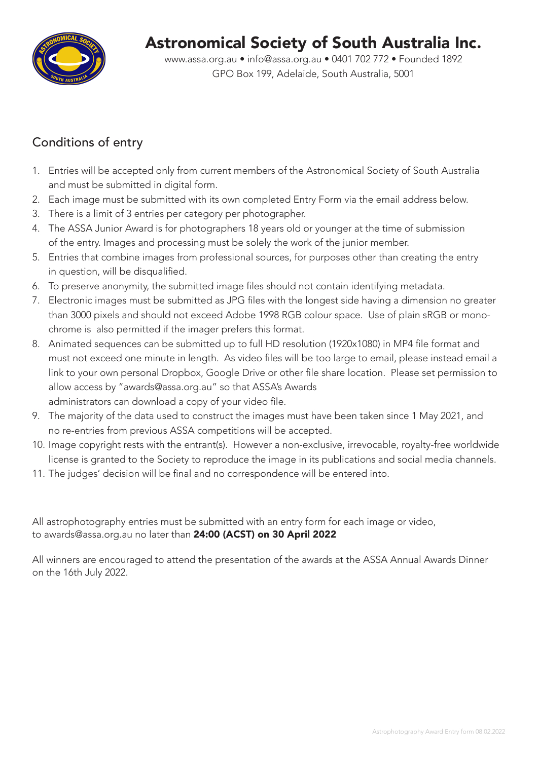# Astronomical Society of South Australia Inc.

www.assa.org.au • info@assa.org.au • 0401 702 772 • Founded 1892
GPO Box 199, Adelaide, South Australia, 5001

## Conditions of entry

1. Entries will be accepted only from current members of the Astronomical Society of South Australia and must be submitted in digital form.
2. Each image must be submitted with its own completed Entry Form via the email address below.
3. There is a limit of 3 entries per category per photographer.
4. The ASSA Junior Award is for photographers 18 years old or younger at the time of submission of the entry. Images and processing must be solely the work of the junior member.
5. Entries that combine images from professional sources, for purposes other than creating the entry in question, will be disqualified.
6. To preserve anonymity, the submitted image files should not contain identifying metadata.
7. Electronic images must be submitted as JPG files with the longest side having a dimension no greater than 3000 pixels and should not exceed Adobe 1998 RGB colour space. Use of plain sRGB or monochrome is also permitted if the imager prefers this format.
8. Animated sequences can be submitted up to full HD resolution (1920x1080) in MP4 file format and must not exceed one minute in length. As video files will be too large to email, please instead email a link to your own personal Dropbox, Google Drive or other file share location. Please set permission to allow access by "awards@assa.org.au" so that ASSA's Awards administrators can download a copy of your video file.
9. The majority of the data used to construct the images must have been taken since 1 May 2021, and no re-entries from previous ASSA competitions will be accepted.
10. Image copyright rests with the entrant(s). However a non-exclusive, irrevocable, royalty-free worldwide license is granted to the Society to reproduce the image in its publications and social media channels.
11. The judges' decision will be final and no correspondence will be entered into.

All astrophotography entries must be submitted with an entry form for each image or video, to awards@assa.org.au no later than **24:00 (ACST) on 30 April 2022**

All winners are encouraged to attend the presentation of the awards at the ASSA Annual Awards Dinner on the 16th July 2022.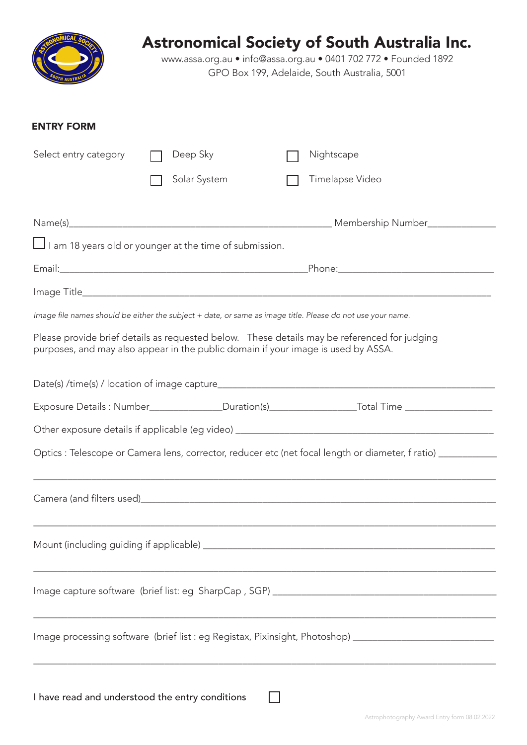# Astronomical Society of South Australia Inc.

www.assa.org.au • info@assa.org.au • 0401 702 772 • Founded 1892

GPO Box 199, Adelaide, South Australia, 5001

**ENTRY FORM**

Select entry category ☐ Deep Sky ☐ Nightscape

☐ Solar System ☐ Timelapse Video

Name(s)\_\_\_\_\_\_\_\_\_\_\_\_\_\_\_\_\_\_\_\_\_\_\_\_\_\_\_\_\_\_\_\_\_\_\_\_\_\_\_\_\_\_\_\_ Membership Number\_\_\_\_\_\_\_\_\_\_\_\_

☐ I am 18 years old or younger at the time of submission.

Email:\_\_\_\_\_\_\_\_\_\_\_\_\_\_\_\_\_\_\_\_\_\_\_\_\_\_\_\_\_\_\_\_\_\_\_\_\_\_\_\_\_\_\_\_Phone:\_\_\_\_\_\_\_\_\_\_\_\_\_\_\_\_\_\_\_\_\_\_\_\_\_\_\_\_

Image Title\_\_\_\_\_\_\_\_\_\_\_\_\_\_\_\_\_\_\_\_\_\_\_\_\_\_\_\_\_\_\_\_\_\_\_\_\_\_\_\_\_\_\_\_\_\_\_\_\_\_\_\_\_\_\_\_\_\_\_\_\_\_\_\_\_\_\_\_\_\_\_\_\_

*Image file names should be either the subject + date, or same as image title. Please do not use your name.*

Please provide brief details as requested below. These details may be referenced for judging purposes, and may also appear in the public domain if your image is used by ASSA.

Date(s) /time(s) / location of image capture\_\_\_\_\_\_\_\_\_\_\_\_\_\_\_\_\_\_\_\_\_\_\_\_\_\_\_\_\_\_\_\_\_\_\_\_\_\_\_\_\_\_\_\_\_\_\_\_\_\_\_

Exposure Details : Number\_\_\_\_\_\_\_\_\_\_\_\_\_Duration(s)\_\_\_\_\_\_\_\_\_\_\_\_\_\_\_Total Time \_\_\_\_\_\_\_\_\_\_\_\_\_\_\_\_

Other exposure details if applicable (eg video) \_\_\_\_\_\_\_\_\_\_\_\_\_\_\_\_\_\_\_\_\_\_\_\_\_\_\_\_\_\_\_\_\_\_\_\_\_\_\_\_\_\_\_\_\_

Optics : Telescope or Camera lens, corrector, reducer etc (net focal length or diameter, f ratio) \_\_\_\_\_\_\_\_\_\_

\_\_\_\_\_\_\_\_\_\_\_\_\_\_\_\_\_\_\_\_\_\_\_\_\_\_\_\_\_\_\_\_\_\_\_\_\_\_\_\_\_\_\_\_\_\_\_\_\_\_\_\_\_\_\_\_\_\_\_\_\_\_\_\_\_\_\_\_\_\_\_\_\_\_\_\_\_\_\_\_\_\_\_\_

Camera (and filters used)\_\_\_\_\_\_\_\_\_\_\_\_\_\_\_\_\_\_\_\_\_\_\_\_\_\_\_\_\_\_\_\_\_\_\_\_\_\_\_\_\_\_\_\_\_\_\_\_\_\_\_\_\_\_\_\_\_\_\_\_\_\_\_\_

\_\_\_\_\_\_\_\_\_\_\_\_\_\_\_\_\_\_\_\_\_\_\_\_\_\_\_\_\_\_\_\_\_\_\_\_\_\_\_\_\_\_\_\_\_\_\_\_\_\_\_\_\_\_\_\_\_\_\_\_\_\_\_\_\_\_\_\_\_\_\_\_\_\_\_\_\_\_\_\_\_\_\_\_

Mount (including guiding if applicable) \_\_\_\_\_\_\_\_\_\_\_\_\_\_\_\_\_\_\_\_\_\_\_\_\_\_\_\_\_\_\_\_\_\_\_\_\_\_\_\_\_\_\_\_\_\_\_\_\_\_\_\_\_

\_\_\_\_\_\_\_\_\_\_\_\_\_\_\_\_\_\_\_\_\_\_\_\_\_\_\_\_\_\_\_\_\_\_\_\_\_\_\_\_\_\_\_\_\_\_\_\_\_\_\_\_\_\_\_\_\_\_\_\_\_\_\_\_\_\_\_\_\_\_\_\_\_\_\_\_\_\_\_\_\_\_\_\_

Image capture software (brief list: eg SharpCap , SGP) \_\_\_\_\_\_\_\_\_\_\_\_\_\_\_\_\_\_\_\_\_\_\_\_\_\_\_\_\_\_\_\_\_\_\_\_\_\_\_\_

\_\_\_\_\_\_\_\_\_\_\_\_\_\_\_\_\_\_\_\_\_\_\_\_\_\_\_\_\_\_\_\_\_\_\_\_\_\_\_\_\_\_\_\_\_\_\_\_\_\_\_\_\_\_\_\_\_\_\_\_\_\_\_\_\_\_\_\_\_\_\_\_\_\_\_\_\_\_\_\_\_\_\_\_

Image processing software (brief list : eg Registax, Pixinsight, Photoshop) \_\_\_\_\_\_\_\_\_\_\_\_\_\_\_\_\_\_\_\_\_\_\_\_\_\_

\_\_\_\_\_\_\_\_\_\_\_\_\_\_\_\_\_\_\_\_\_\_\_\_\_\_\_\_\_\_\_\_\_\_\_\_\_\_\_\_\_\_\_\_\_\_\_\_\_\_\_\_\_\_\_\_\_\_\_\_\_\_\_\_\_\_\_\_\_\_\_\_\_\_\_\_\_\_\_\_\_\_\_\_

I have read and understood the entry conditions ☐

Astrophotography Award Entry form 08.02.2022